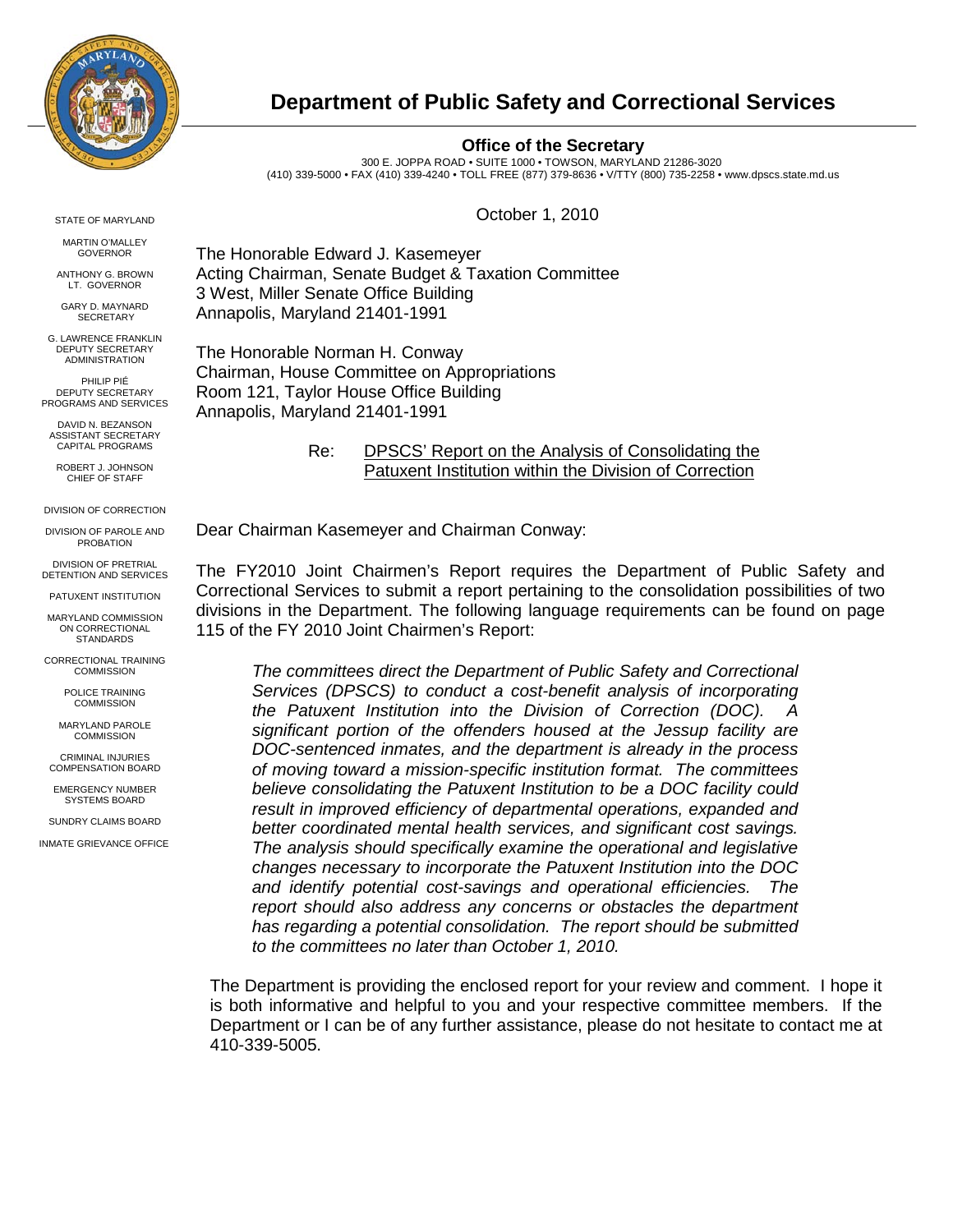# Department of Public Safety and Correctional Services

**Office of the Secretary**

300 E. JOPPA ROAD • SUITE 1000 • TOWSON, MARYLAND 21286-3020
(410) 339-5000 • FAX (410) 339-4240 • TOLL FREE (877) 379-8636 • V/TTY (800) 735-2258 • www.dpscs.state.md.us

STATE OF MARYLAND

MARTIN O'MALLEY
GOVERNOR

ANTHONY G. BROWN
LT. GOVERNOR

GARY D. MAYNARD
SECRETARY

G. LAWRENCE FRANKLIN
DEPUTY SECRETARY
ADMINISTRATION

PHILIP PIÉ
DEPUTY SECRETARY
PROGRAMS AND SERVICES

DAVID N. BEZANSON
ASSISTANT SECRETARY
CAPITAL PROGRAMS

ROBERT J. JOHNSON
CHIEF OF STAFF

DIVISION OF CORRECTION

DIVISION OF PAROLE AND PROBATION

DIVISION OF PRETRIAL DETENTION AND SERVICES

PATUXENT INSTITUTION

MARYLAND COMMISSION ON CORRECTIONAL STANDARDS

CORRECTIONAL TRAINING COMMISSION

POLICE TRAINING COMMISSION

MARYLAND PAROLE COMMISSION

CRIMINAL INJURIES COMPENSATION BOARD

EMERGENCY NUMBER SYSTEMS BOARD

SUNDRY CLAIMS BOARD

INMATE GRIEVANCE OFFICE

October 1, 2010

The Honorable Edward J. Kasemeyer
Acting Chairman, Senate Budget & Taxation Committee
3 West, Miller Senate Office Building
Annapolis, Maryland 21401-1991

The Honorable Norman H. Conway
Chairman, House Committee on Appropriations
Room 121, Taylor House Office Building
Annapolis, Maryland 21401-1991

Re: DPSCS' Report on the Analysis of Consolidating the Patuxent Institution within the Division of Correction

Dear Chairman Kasemeyer and Chairman Conway:

The FY2010 Joint Chairmen's Report requires the Department of Public Safety and Correctional Services to submit a report pertaining to the consolidation possibilities of two divisions in the Department. The following language requirements can be found on page 115 of the FY 2010 Joint Chairmen's Report:

> *The committees direct the Department of Public Safety and Correctional Services (DPSCS) to conduct a cost-benefit analysis of incorporating the Patuxent Institution into the Division of Correction (DOC). A significant portion of the offenders housed at the Jessup facility are DOC-sentenced inmates, and the department is already in the process of moving toward a mission-specific institution format. The committees believe consolidating the Patuxent Institution to be a DOC facility could result in improved efficiency of departmental operations, expanded and better coordinated mental health services, and significant cost savings. The analysis should specifically examine the operational and legislative changes necessary to incorporate the Patuxent Institution into the DOC and identify potential cost-savings and operational efficiencies. The report should also address any concerns or obstacles the department has regarding a potential consolidation. The report should be submitted to the committees no later than October 1, 2010.*

The Department is providing the enclosed report for your review and comment. I hope it is both informative and helpful to you and your respective committee members. If the Department or I can be of any further assistance, please do not hesitate to contact me at 410-339-5005.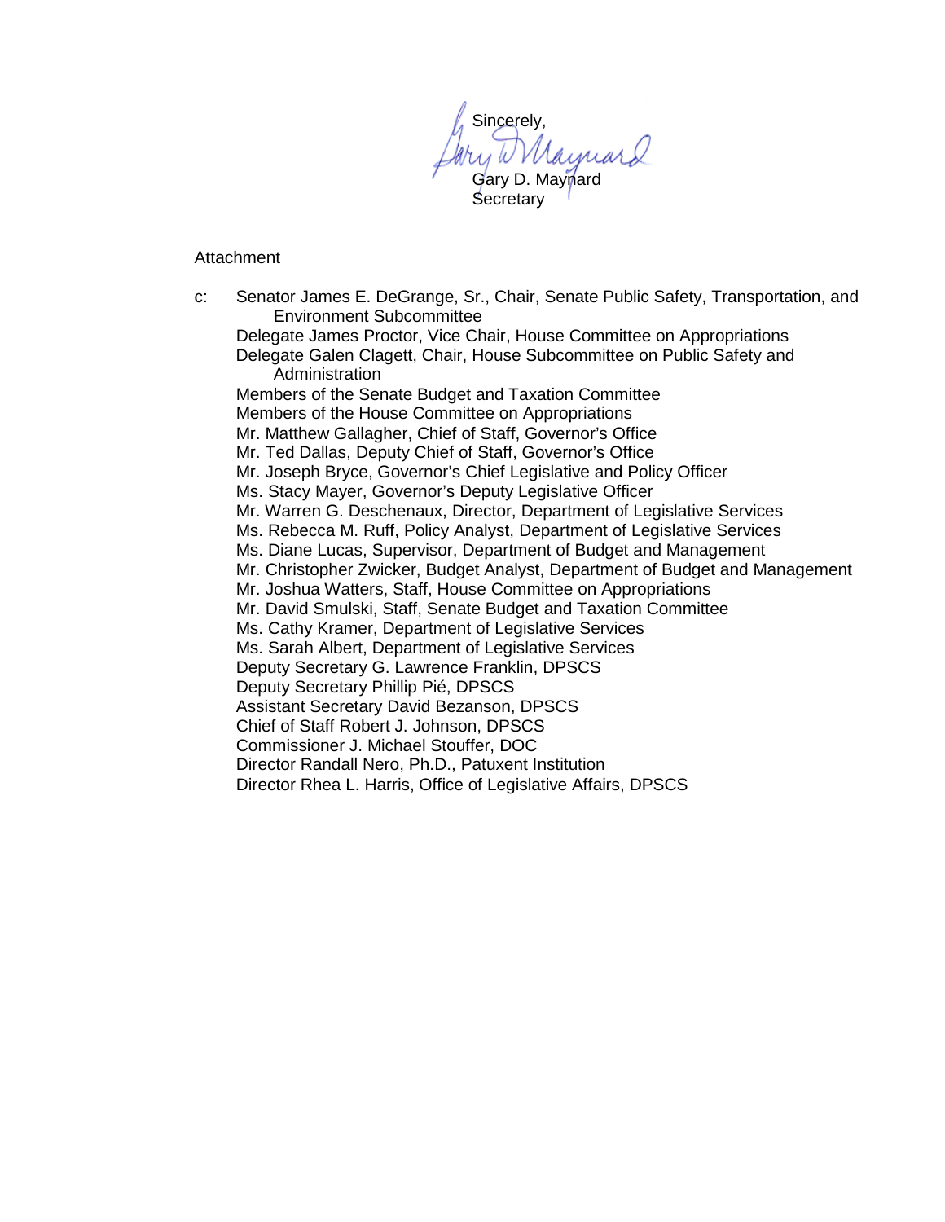Sincerely,

Gary D. Maynard
Secretary

Attachment

c: Senator James E. DeGrange, Sr., Chair, Senate Public Safety, Transportation, and Environment Subcommittee
Delegate James Proctor, Vice Chair, House Committee on Appropriations
Delegate Galen Clagett, Chair, House Subcommittee on Public Safety and Administration
Members of the Senate Budget and Taxation Committee
Members of the House Committee on Appropriations
Mr. Matthew Gallagher, Chief of Staff, Governor's Office
Mr. Ted Dallas, Deputy Chief of Staff, Governor's Office
Mr. Joseph Bryce, Governor's Chief Legislative and Policy Officer
Ms. Stacy Mayer, Governor's Deputy Legislative Officer
Mr. Warren G. Deschenaux, Director, Department of Legislative Services
Ms. Rebecca M. Ruff, Policy Analyst, Department of Legislative Services
Ms. Diane Lucas, Supervisor, Department of Budget and Management
Mr. Christopher Zwicker, Budget Analyst, Department of Budget and Management
Mr. Joshua Watters, Staff, House Committee on Appropriations
Mr. David Smulski, Staff, Senate Budget and Taxation Committee
Ms. Cathy Kramer, Department of Legislative Services
Ms. Sarah Albert, Department of Legislative Services
Deputy Secretary G. Lawrence Franklin, DPSCS
Deputy Secretary Phillip Pié, DPSCS
Assistant Secretary David Bezanson, DPSCS
Chief of Staff Robert J. Johnson, DPSCS
Commissioner J. Michael Stouffer, DOC
Director Randall Nero, Ph.D., Patuxent Institution
Director Rhea L. Harris, Office of Legislative Affairs, DPSCS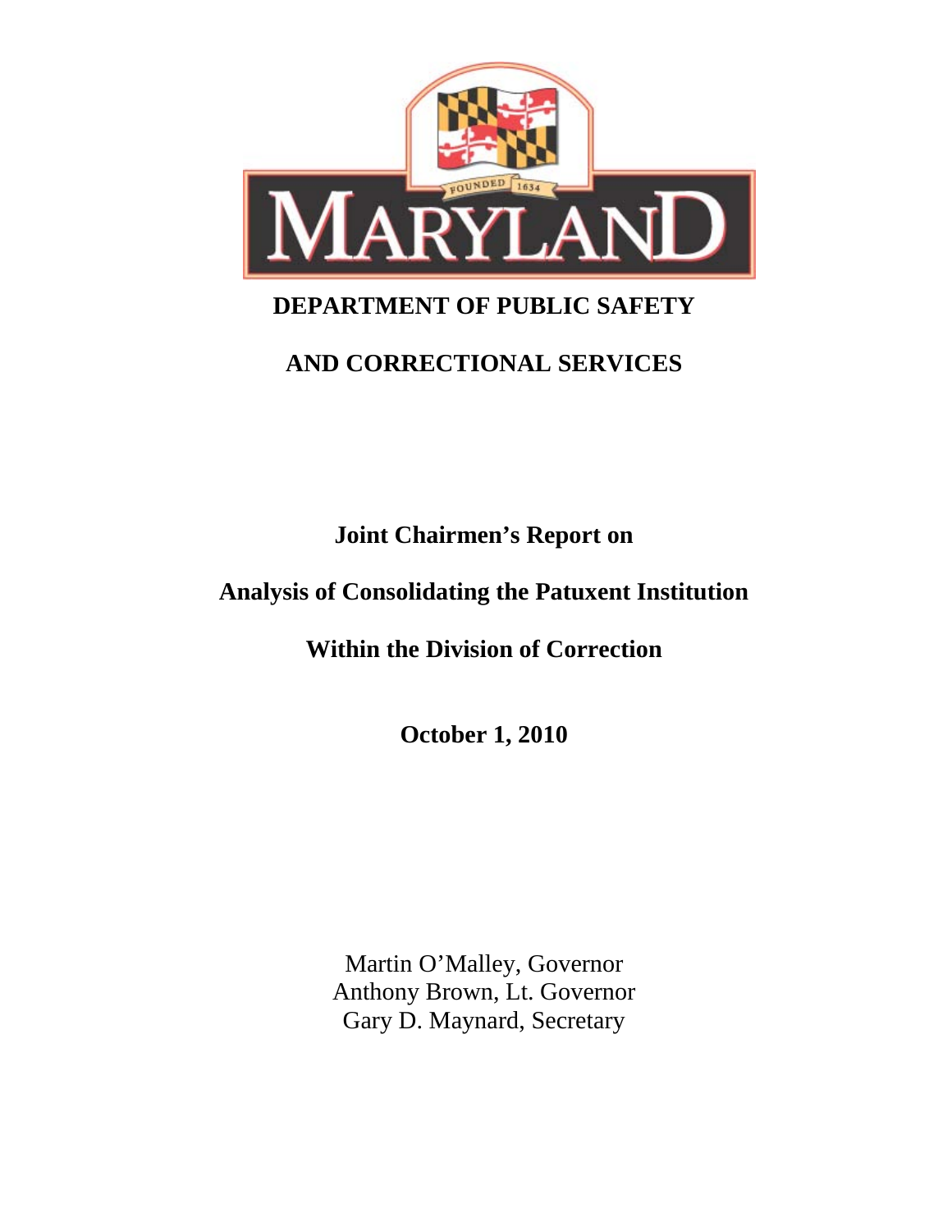MARYLAND

FOUNDED 1634

# DEPARTMENT OF PUBLIC SAFETY

# AND CORRECTIONAL SERVICES

## Joint Chairmen's Report on

## Analysis of Consolidating the Patuxent Institution

## Within the Division of Correction

**October 1, 2010**

Martin O'Malley, Governor
Anthony Brown, Lt. Governor
Gary D. Maynard, Secretary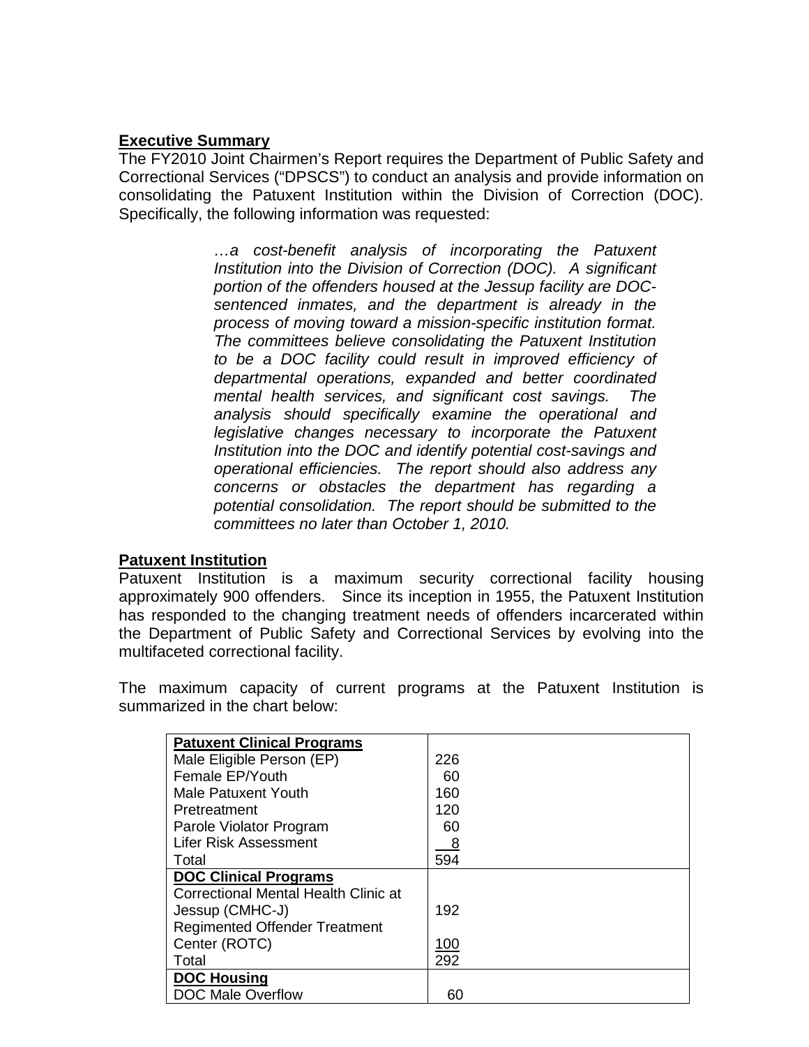**Executive Summary**

The FY2010 Joint Chairmen's Report requires the Department of Public Safety and Correctional Services ("DPSCS") to conduct an analysis and provide information on consolidating the Patuxent Institution within the Division of Correction (DOC). Specifically, the following information was requested:

> *…a cost-benefit analysis of incorporating the Patuxent Institution into the Division of Correction (DOC). A significant portion of the offenders housed at the Jessup facility are DOC-sentenced inmates, and the department is already in the process of moving toward a mission-specific institution format. The committees believe consolidating the Patuxent Institution to be a DOC facility could result in improved efficiency of departmental operations, expanded and better coordinated mental health services, and significant cost savings. The analysis should specifically examine the operational and legislative changes necessary to incorporate the Patuxent Institution into the DOC and identify potential cost-savings and operational efficiencies. The report should also address any concerns or obstacles the department has regarding a potential consolidation. The report should be submitted to the committees no later than October 1, 2010.*

**Patuxent Institution**

Patuxent Institution is a maximum security correctional facility housing approximately 900 offenders. Since its inception in 1955, the Patuxent Institution has responded to the changing treatment needs of offenders incarcerated within the Department of Public Safety and Correctional Services by evolving into the multifaceted correctional facility.

The maximum capacity of current programs at the Patuxent Institution is summarized in the chart below:

| **Patuxent Clinical Programs** | |
|---|---|
| Male Eligible Person (EP) | 226 |
| Female EP/Youth | 60 |
| Male Patuxent Youth | 160 |
| Pretreatment | 120 |
| Parole Violator Program | 60 |
| Lifer Risk Assessment | 8 |
| Total | 594 |
| **DOC Clinical Programs** | |
| Correctional Mental Health Clinic at Jessup (CMHC-J) | 192 |
| Regimented Offender Treatment Center (ROTC) | 100 |
| Total | 292 |
| **DOC Housing** | |
| DOC Male Overflow | 60 |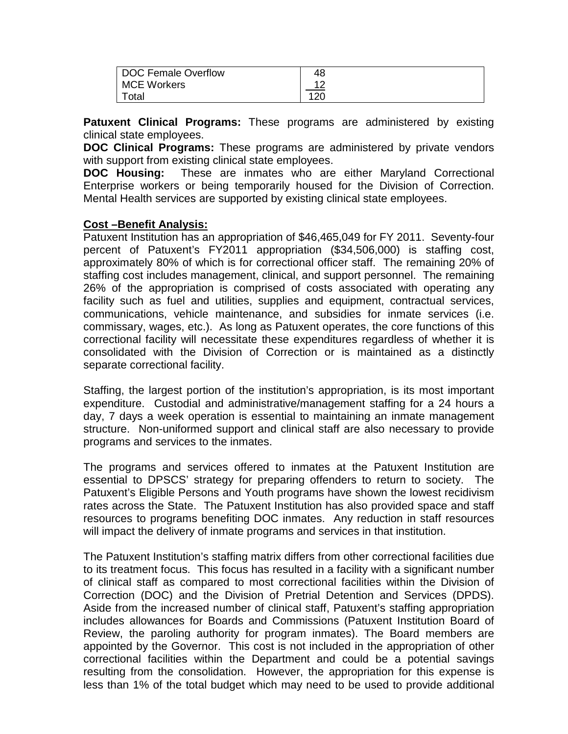| DOC Female Overflow | 48 |
| --- | --- |
| MCE Workers | 12 |
| Total | 120 |

**Patuxent Clinical Programs:** These programs are administered by existing clinical state employees.

**DOC Clinical Programs:** These programs are administered by private vendors with support from existing clinical state employees.

**DOC Housing:** These are inmates who are either Maryland Correctional Enterprise workers or being temporarily housed for the Division of Correction. Mental Health services are supported by existing clinical state employees.

**Cost –Benefit Analysis:**

Patuxent Institution has an appropriation of $46,465,049 for FY 2011. Seventy-four percent of Patuxent's FY2011 appropriation ($34,506,000) is staffing cost, approximately 80% of which is for correctional officer staff. The remaining 20% of staffing cost includes management, clinical, and support personnel. The remaining 26% of the appropriation is comprised of costs associated with operating any facility such as fuel and utilities, supplies and equipment, contractual services, communications, vehicle maintenance, and subsidies for inmate services (i.e. commissary, wages, etc.). As long as Patuxent operates, the core functions of this correctional facility will necessitate these expenditures regardless of whether it is consolidated with the Division of Correction or is maintained as a distinctly separate correctional facility.

Staffing, the largest portion of the institution's appropriation, is its most important expenditure. Custodial and administrative/management staffing for a 24 hours a day, 7 days a week operation is essential to maintaining an inmate management structure. Non-uniformed support and clinical staff are also necessary to provide programs and services to the inmates.

The programs and services offered to inmates at the Patuxent Institution are essential to DPSCS' strategy for preparing offenders to return to society. The Patuxent's Eligible Persons and Youth programs have shown the lowest recidivism rates across the State. The Patuxent Institution has also provided space and staff resources to programs benefiting DOC inmates. Any reduction in staff resources will impact the delivery of inmate programs and services in that institution.

The Patuxent Institution's staffing matrix differs from other correctional facilities due to its treatment focus. This focus has resulted in a facility with a significant number of clinical staff as compared to most correctional facilities within the Division of Correction (DOC) and the Division of Pretrial Detention and Services (DPDS). Aside from the increased number of clinical staff, Patuxent's staffing appropriation includes allowances for Boards and Commissions (Patuxent Institution Board of Review, the paroling authority for program inmates). The Board members are appointed by the Governor. This cost is not included in the appropriation of other correctional facilities within the Department and could be a potential savings resulting from the consolidation. However, the appropriation for this expense is less than 1% of the total budget which may need to be used to provide additional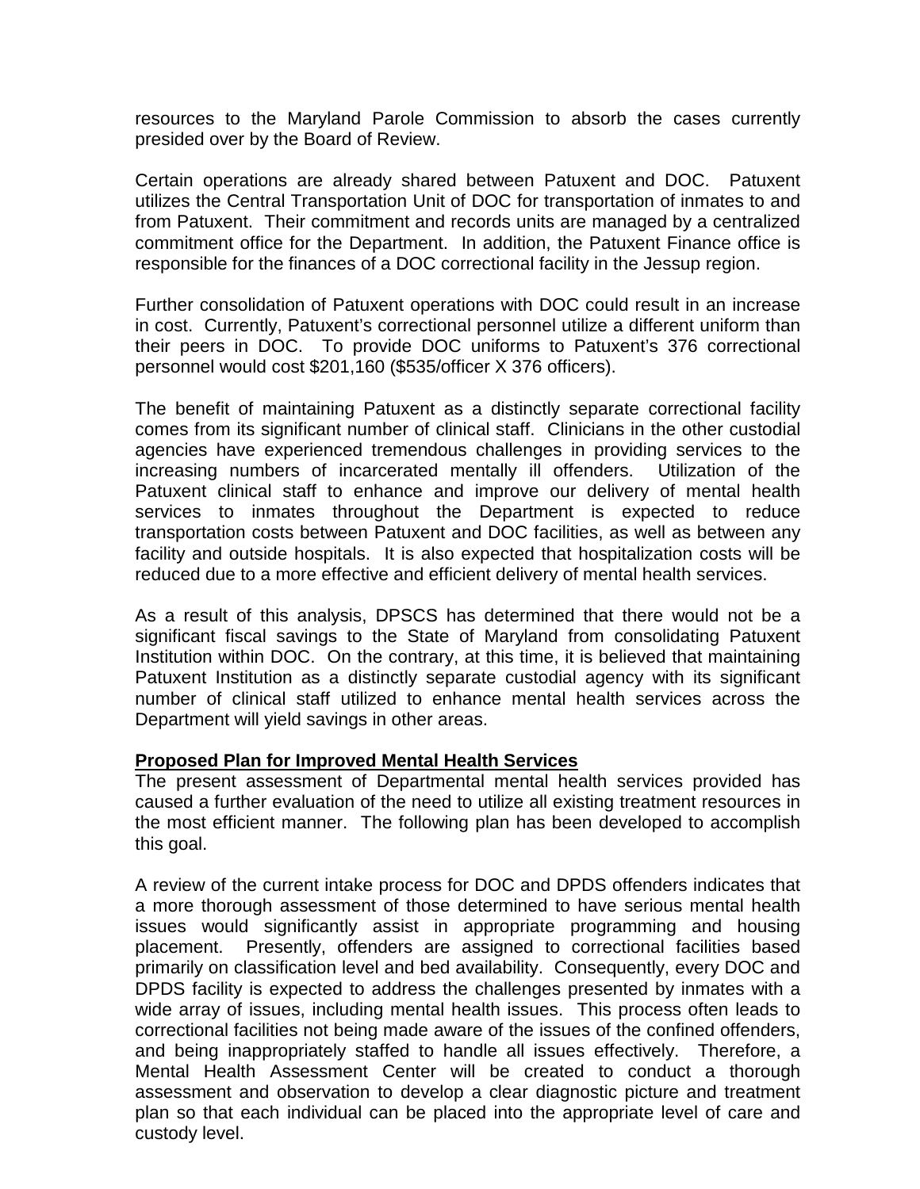resources to the Maryland Parole Commission to absorb the cases currently presided over by the Board of Review.

Certain operations are already shared between Patuxent and DOC. Patuxent utilizes the Central Transportation Unit of DOC for transportation of inmates to and from Patuxent. Their commitment and records units are managed by a centralized commitment office for the Department. In addition, the Patuxent Finance office is responsible for the finances of a DOC correctional facility in the Jessup region.

Further consolidation of Patuxent operations with DOC could result in an increase in cost. Currently, Patuxent's correctional personnel utilize a different uniform than their peers in DOC. To provide DOC uniforms to Patuxent's 376 correctional personnel would cost $201,160 ($535/officer X 376 officers).

The benefit of maintaining Patuxent as a distinctly separate correctional facility comes from its significant number of clinical staff. Clinicians in the other custodial agencies have experienced tremendous challenges in providing services to the increasing numbers of incarcerated mentally ill offenders. Utilization of the Patuxent clinical staff to enhance and improve our delivery of mental health services to inmates throughout the Department is expected to reduce transportation costs between Patuxent and DOC facilities, as well as between any facility and outside hospitals. It is also expected that hospitalization costs will be reduced due to a more effective and efficient delivery of mental health services.

As a result of this analysis, DPSCS has determined that there would not be a significant fiscal savings to the State of Maryland from consolidating Patuxent Institution within DOC. On the contrary, at this time, it is believed that maintaining Patuxent Institution as a distinctly separate custodial agency with its significant number of clinical staff utilized to enhance mental health services across the Department will yield savings in other areas.

**Proposed Plan for Improved Mental Health Services**

The present assessment of Departmental mental health services provided has caused a further evaluation of the need to utilize all existing treatment resources in the most efficient manner. The following plan has been developed to accomplish this goal.

A review of the current intake process for DOC and DPDS offenders indicates that a more thorough assessment of those determined to have serious mental health issues would significantly assist in appropriate programming and housing placement. Presently, offenders are assigned to correctional facilities based primarily on classification level and bed availability. Consequently, every DOC and DPDS facility is expected to address the challenges presented by inmates with a wide array of issues, including mental health issues. This process often leads to correctional facilities not being made aware of the issues of the confined offenders, and being inappropriately staffed to handle all issues effectively. Therefore, a Mental Health Assessment Center will be created to conduct a thorough assessment and observation to develop a clear diagnostic picture and treatment plan so that each individual can be placed into the appropriate level of care and custody level.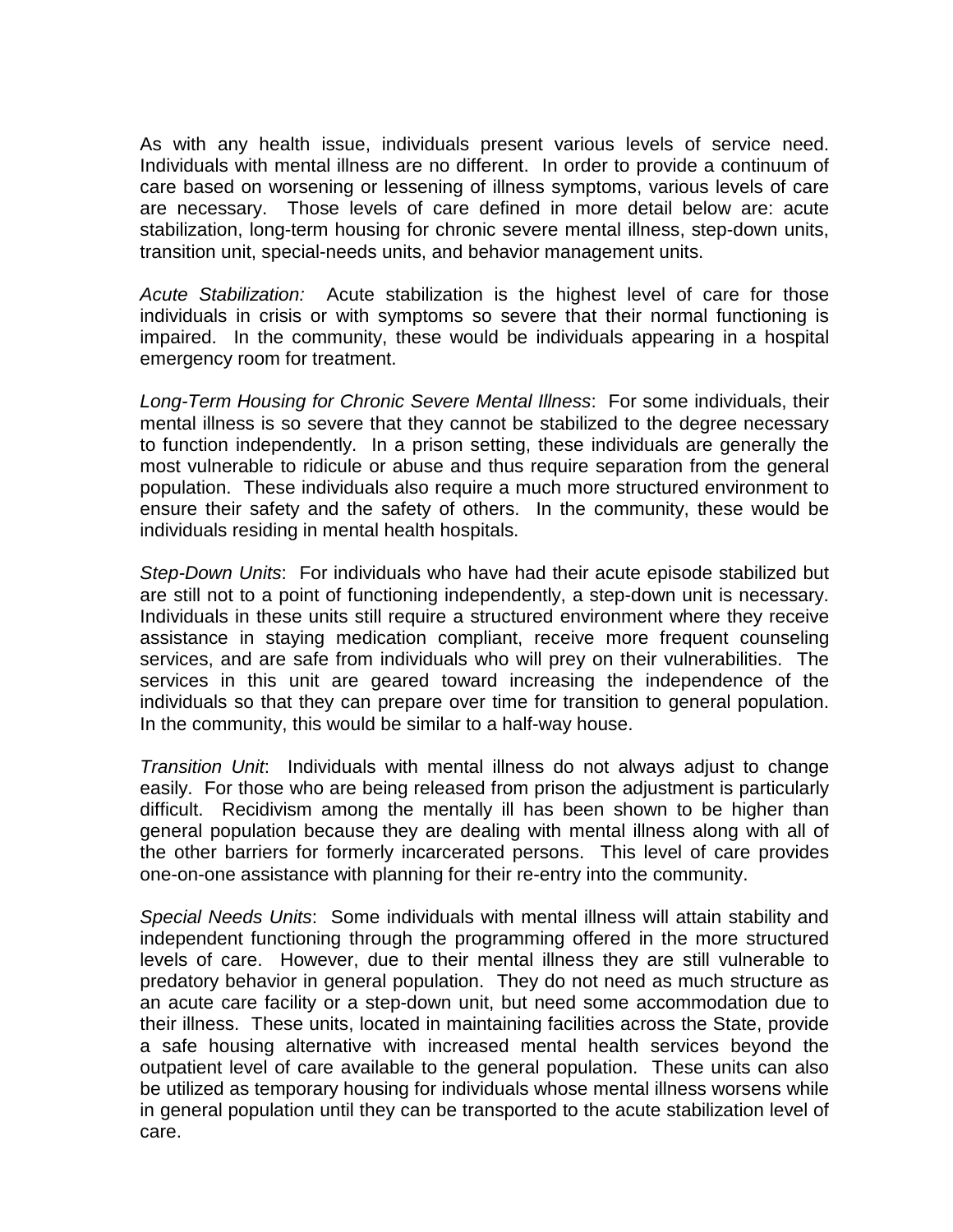As with any health issue, individuals present various levels of service need. Individuals with mental illness are no different. In order to provide a continuum of care based on worsening or lessening of illness symptoms, various levels of care are necessary. Those levels of care defined in more detail below are: acute stabilization, long-term housing for chronic severe mental illness, step-down units, transition unit, special-needs units, and behavior management units.

*Acute Stabilization:* Acute stabilization is the highest level of care for those individuals in crisis or with symptoms so severe that their normal functioning is impaired. In the community, these would be individuals appearing in a hospital emergency room for treatment.

*Long-Term Housing for Chronic Severe Mental Illness*: For some individuals, their mental illness is so severe that they cannot be stabilized to the degree necessary to function independently. In a prison setting, these individuals are generally the most vulnerable to ridicule or abuse and thus require separation from the general population. These individuals also require a much more structured environment to ensure their safety and the safety of others. In the community, these would be individuals residing in mental health hospitals.

*Step-Down Units*: For individuals who have had their acute episode stabilized but are still not to a point of functioning independently, a step-down unit is necessary. Individuals in these units still require a structured environment where they receive assistance in staying medication compliant, receive more frequent counseling services, and are safe from individuals who will prey on their vulnerabilities. The services in this unit are geared toward increasing the independence of the individuals so that they can prepare over time for transition to general population. In the community, this would be similar to a half-way house.

*Transition Unit*: Individuals with mental illness do not always adjust to change easily. For those who are being released from prison the adjustment is particularly difficult. Recidivism among the mentally ill has been shown to be higher than general population because they are dealing with mental illness along with all of the other barriers for formerly incarcerated persons. This level of care provides one-on-one assistance with planning for their re-entry into the community.

*Special Needs Units*: Some individuals with mental illness will attain stability and independent functioning through the programming offered in the more structured levels of care. However, due to their mental illness they are still vulnerable to predatory behavior in general population. They do not need as much structure as an acute care facility or a step-down unit, but need some accommodation due to their illness. These units, located in maintaining facilities across the State, provide a safe housing alternative with increased mental health services beyond the outpatient level of care available to the general population. These units can also be utilized as temporary housing for individuals whose mental illness worsens while in general population until they can be transported to the acute stabilization level of care.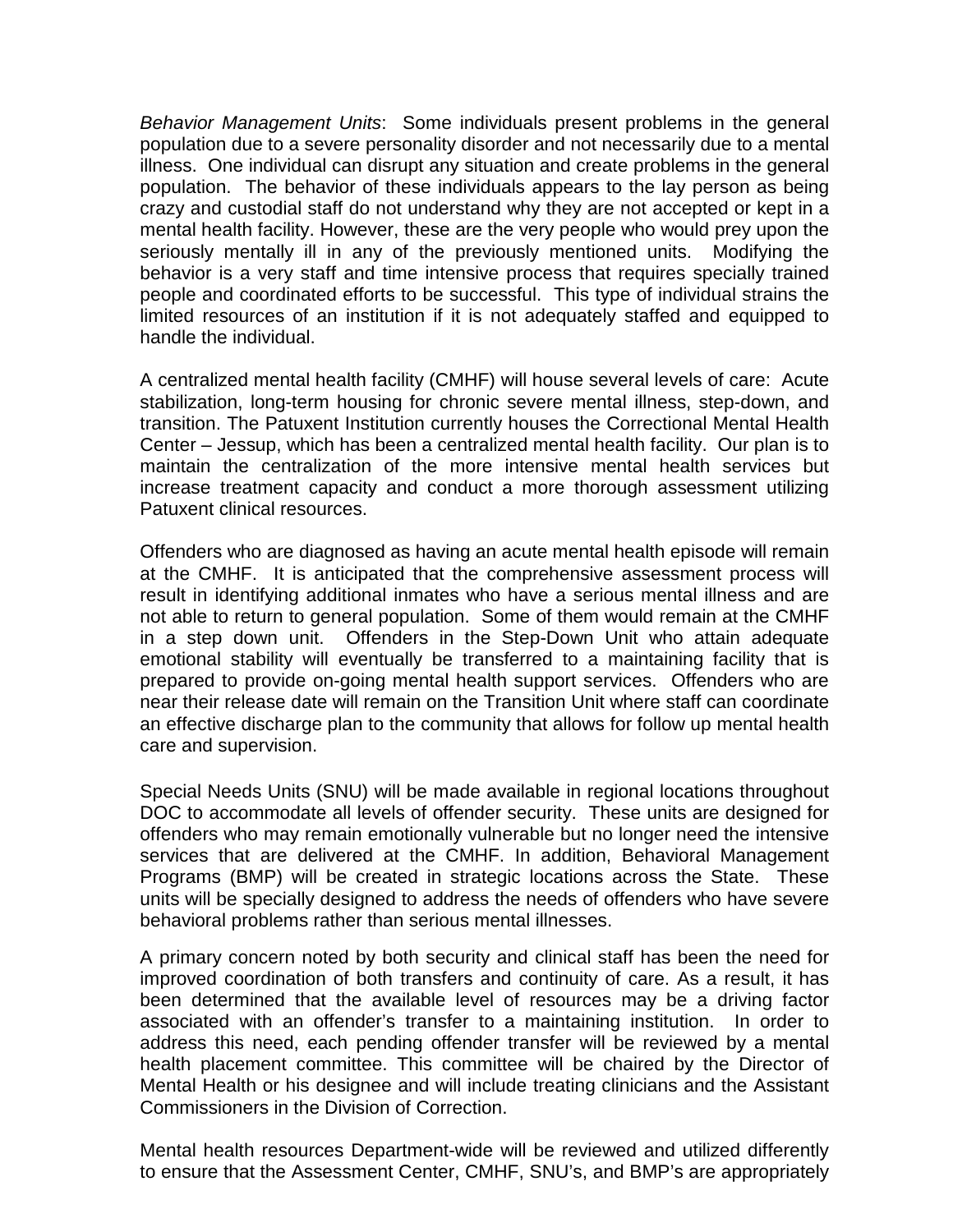*Behavior Management Units*:  Some individuals present problems in the general population due to a severe personality disorder and not necessarily due to a mental illness.  One individual can disrupt any situation and create problems in the general population.  The behavior of these individuals appears to the lay person as being crazy and custodial staff do not understand why they are not accepted or kept in a mental health facility. However, these are the very people who would prey upon the seriously mentally ill in any of the previously mentioned units.  Modifying the behavior is a very staff and time intensive process that requires specially trained people and coordinated efforts to be successful.  This type of individual strains the limited resources of an institution if it is not adequately staffed and equipped to handle the individual.

A centralized mental health facility (CMHF) will house several levels of care:  Acute stabilization, long-term housing for chronic severe mental illness, step-down, and transition. The Patuxent Institution currently houses the Correctional Mental Health Center – Jessup, which has been a centralized mental health facility.  Our plan is to maintain the centralization of the more intensive mental health services but increase treatment capacity and conduct a more thorough assessment utilizing Patuxent clinical resources.

Offenders who are diagnosed as having an acute mental health episode will remain at the CMHF.  It is anticipated that the comprehensive assessment process will result in identifying additional inmates who have a serious mental illness and are not able to return to general population.  Some of them would remain at the CMHF in a step down unit.  Offenders in the Step-Down Unit who attain adequate emotional stability will eventually be transferred to a maintaining facility that is prepared to provide on-going mental health support services.  Offenders who are near their release date will remain on the Transition Unit where staff can coordinate an effective discharge plan to the community that allows for follow up mental health care and supervision.

Special Needs Units (SNU) will be made available in regional locations throughout DOC to accommodate all levels of offender security.  These units are designed for offenders who may remain emotionally vulnerable but no longer need the intensive services that are delivered at the CMHF. In addition, Behavioral Management Programs (BMP) will be created in strategic locations across the State.  These units will be specially designed to address the needs of offenders who have severe behavioral problems rather than serious mental illnesses.

A primary concern noted by both security and clinical staff has been the need for improved coordination of both transfers and continuity of care. As a result, it has been determined that the available level of resources may be a driving factor associated with an offender's transfer to a maintaining institution.  In order to address this need, each pending offender transfer will be reviewed by a mental health placement committee. This committee will be chaired by the Director of Mental Health or his designee and will include treating clinicians and the Assistant Commissioners in the Division of Correction.

Mental health resources Department-wide will be reviewed and utilized differently to ensure that the Assessment Center, CMHF, SNU's, and BMP's are appropriately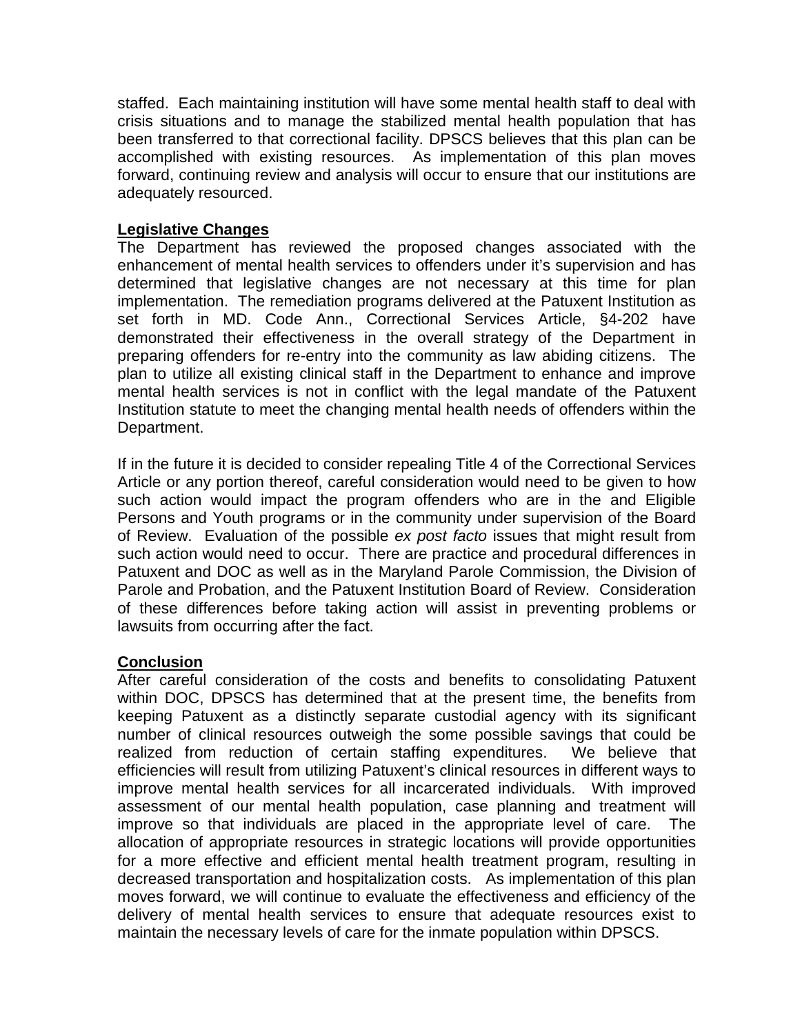staffed. Each maintaining institution will have some mental health staff to deal with crisis situations and to manage the stabilized mental health population that has been transferred to that correctional facility. DPSCS believes that this plan can be accomplished with existing resources. As implementation of this plan moves forward, continuing review and analysis will occur to ensure that our institutions are adequately resourced.

**Legislative Changes**

The Department has reviewed the proposed changes associated with the enhancement of mental health services to offenders under it's supervision and has determined that legislative changes are not necessary at this time for plan implementation. The remediation programs delivered at the Patuxent Institution as set forth in MD. Code Ann., Correctional Services Article, §4-202 have demonstrated their effectiveness in the overall strategy of the Department in preparing offenders for re-entry into the community as law abiding citizens. The plan to utilize all existing clinical staff in the Department to enhance and improve mental health services is not in conflict with the legal mandate of the Patuxent Institution statute to meet the changing mental health needs of offenders within the Department.

If in the future it is decided to consider repealing Title 4 of the Correctional Services Article or any portion thereof, careful consideration would need to be given to how such action would impact the program offenders who are in the and Eligible Persons and Youth programs or in the community under supervision of the Board of Review. Evaluation of the possible *ex post facto* issues that might result from such action would need to occur. There are practice and procedural differences in Patuxent and DOC as well as in the Maryland Parole Commission, the Division of Parole and Probation, and the Patuxent Institution Board of Review. Consideration of these differences before taking action will assist in preventing problems or lawsuits from occurring after the fact.

**Conclusion**

After careful consideration of the costs and benefits to consolidating Patuxent within DOC, DPSCS has determined that at the present time, the benefits from keeping Patuxent as a distinctly separate custodial agency with its significant number of clinical resources outweigh the some possible savings that could be realized from reduction of certain staffing expenditures. We believe that efficiencies will result from utilizing Patuxent's clinical resources in different ways to improve mental health services for all incarcerated individuals. With improved assessment of our mental health population, case planning and treatment will improve so that individuals are placed in the appropriate level of care. The allocation of appropriate resources in strategic locations will provide opportunities for a more effective and efficient mental health treatment program, resulting in decreased transportation and hospitalization costs. As implementation of this plan moves forward, we will continue to evaluate the effectiveness and efficiency of the delivery of mental health services to ensure that adequate resources exist to maintain the necessary levels of care for the inmate population within DPSCS.